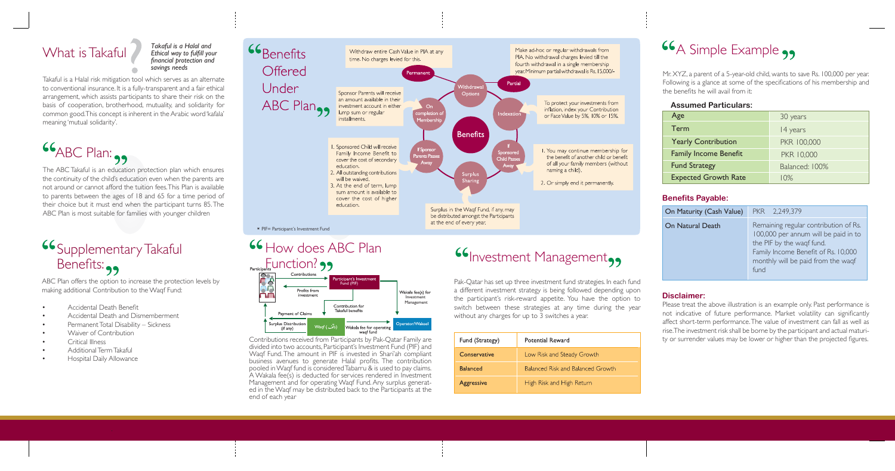# What is Takaful

*Takaful is a Halal and Ethical way to fulfill your financial protection and savings needs*

Takaful is a Halal risk mitigation tool which serves as an alternate to conventional insurance. It is a fully-transparent and a fair ethical arrangement, which assists participants to share their risk on the basis of cooperation, brotherhood, mutuality, and solidarity for common good. This concept is inherent in the Arabic word 'kafala' meaning 'mutual solidarity'.

# ABC Plan:

The ABC Takaful is an education protection plan which ensures the continuity of the child's education even when the parents are not around or cannot afford the tuition fees. This Plan is available to parents between the ages of 18 and 65 for a time period of their choice but it must end when the participant turns 85. The ABC Plan is most suitable for families with younger children

# Supplementary Takaful Benefits:

ABC Plan offers the option to increase the protection levels by making additional Contribution to the Waqf Fund:

- Accidental Death Benefit
- Accidental Death and Dismemberment
- Permanent Total Disability – Sickness
- Waiver of Contribution
- Critical Illness
- Additional Term Takaful
- Hospital Daily Allowance

# Benefits Offered Under ABC Plan

**Benefits**

- **Withdrawal Options**
  - **Permanent:** Withdraw entire Cash Value in PIA at any time. No charges levied for this.
  - **Partial:** Make ad-hoc or regular withdrawals from PIA. No withdrawal charges levied till the fourth withdrawal in a single membership year. Minimum partial withdrawal is Rs. 15,000/-
- **Indexation:** To protect your investments from inflation, index your Contribution or Face Value by 5%, 10% or 15%.
- **If Sponsored Child Passes Away**
  1. You may continue membership for the benefit of another child or benefit of all your family members (without naming a child).
  2. Or simply end it permanently.
- **Surplus Sharing:** Surplus in the Waqf Fund, if any, may be distributed amongst the Participants at the end of every year.
- **If Sponsor Parents Passes Away**
  1. Sponsored Child will receive Family Income Benefit to cover the cost of secondary education.
  2. All outstanding contributions will be waived.
  3. At the end of term, lump sum amount is available to cover the cost of higher education.
- **On completion of Membership:** Sponsor Parents will receive an amount available in their investment account in either lump sum or regular installments.

* PIF= Participant's Investment Fund

# How does ABC Plan Function?

Participants → Contributions → Participant's Investment Fund (PIF) → Wakala fee(s) for Investment Management → Operator/Wakeel; Profits from investment → Participants; Contribution for Takaful benefits → Waqf (وقف) → Wakala fee for operating waqf fund → Operator/Wakeel; Payment of Claims and Surplus Distribution (if any) → Participants

Contributions received from Participants by Pak-Qatar Family are divided into two accounts, Participant's Investment Fund (PIF) and Waqf Fund. The amount in PIF is invested in Shari'ah compliant business avenues to generate Halal profits. The contribution pooled in Waqf fund is considered Tabarru & is used to pay claims. A Wakala fee(s) is deducted for services rendered in Investment Management and for operating Waqf Fund. Any surplus generated in the Waqf may be distributed back to the Participants at the end of each year

# Investment Management

Pak-Qatar has set up three investment fund strategies. In each fund a different investment strategy is being followed depending upon the participant's risk-reward appetite. You have the option to switch between these strategies at any time during the year without any charges for up to 3 switches a year.

| Fund (Strategy) | Potential Reward |
|---|---|
| Conservative | Low Risk and Steady Growth |
| Balanced | Balanced Risk and Balanced Growth |
| Aggressive | High Risk and High Return |

# A Simple Example

Mr. XYZ, a parent of a 5-year-old child, wants to save Rs. 100,000 per year. Following is a glance at some of the specifications of his membership and the benefits he will avail from it:

### Assumed Particulars:

| Age | 30 years |
|---|---|
| Term | 14 years |
| Yearly Contribution | PKR 100,000 |
| Family Income Benefit | PKR 10,000 |
| Fund Strategy | Balanced: 100% |
| Expected Growth Rate | 10% |

### Benefits Payable:

| On Maturity (Cash Value) | PKR 2,249,379 |
|---|---|
| On Natural Death | Remaining regular contribution of Rs. 100,000 per annum will be paid in to the PIF by the waqf fund. Family Income Benefit of Rs. 10,000 monthly will be paid from the waqf fund |

### Disclaimer:

Please treat the above illustration is an example only. Past performance is not indicative of future performance. Market volatility can significantly affect short-term performance. The value of investment can fall as well as rise. The investment risk shall be borne by the participant and actual maturity or surrender values may be lower or higher than the projected figures.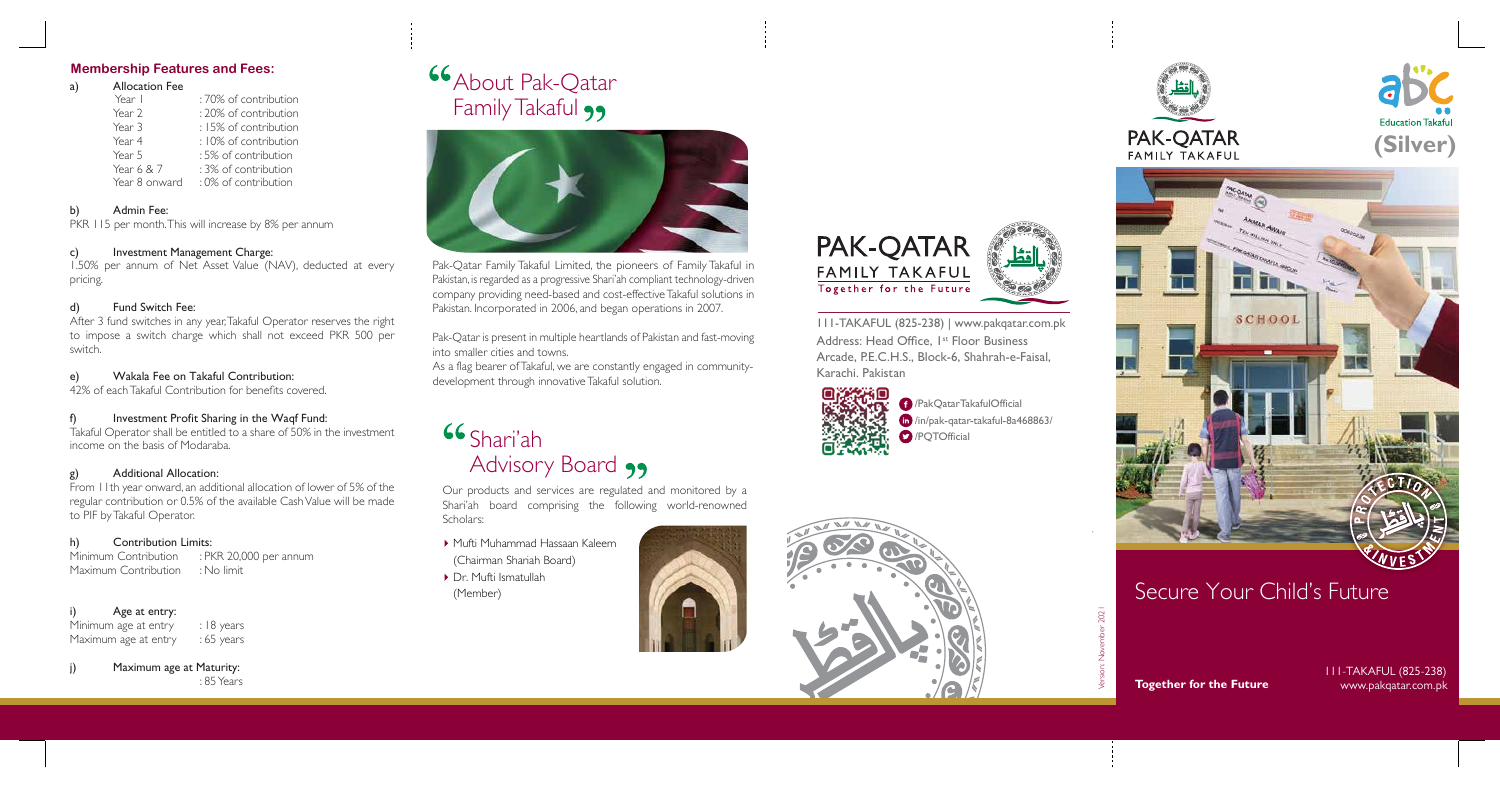## Membership Features and Fees:

**a) Allocation Fee**

| | |
|---|---|
| Year 1 | : 70% of contribution |
| Year 2 | : 20% of contribution |
| Year 3 | : 15% of contribution |
| Year 4 | : 10% of contribution |
| Year 5 | : 5% of contribution |
| Year 6 & 7 | : 3% of contribution |
| Year 8 onward | : 0% of contribution |

**b) Admin Fee:**

PKR 115 per month. This will increase by 8% per annum

**c) Investment Management Charge:**

1.50% per annum of Net Asset Value (NAV), deducted at every pricing.

**d) Fund Switch Fee:**

After 3 fund switches in any year, Takaful Operator reserves the right to impose a switch charge which shall not exceed PKR 500 per switch.

**e) Wakala Fee on Takaful Contribution:**

42% of each Takaful Contribution for benefits covered.

**f) Investment Profit Sharing in the Waqf Fund:**

Takaful Operator shall be entitled to a share of 50% in the investment income on the basis of Modaraba.

**g) Additional Allocation:**

From 11th year onward, an additional allocation of lower of 5% of the regular contribution or 0.5% of the available Cash Value will be made to PIF by Takaful Operator.

**h) Contribution Limits:**

| | |
|---|---|
| Minimum Contribution | : PKR 20,000 per annum |
| Maximum Contribution | : No limit |

**i) Age at entry:**

| | |
|---|---|
| Minimum age at entry | : 18 years |
| Maximum age at entry | : 65 years |

**j) Maximum age at Maturity:** : 85 Years

## "About Pak-Qatar Family Takaful"

Pak-Qatar Family Takaful Limited, the pioneers of Family Takaful in Pakistan, is regarded as a progressive Shari'ah compliant technology-driven company providing need-based and cost-effective Takaful solutions in Pakistan. Incorporated in 2006, and began operations in 2007.

Pak-Qatar is present in multiple heartlands of Pakistan and fast-moving into smaller cities and towns.

As a flag bearer of Takaful, we are constantly engaged in community-development through innovative Takaful solution.

## "Shari'ah Advisory Board"

Our products and services are regulated and monitored by a Shari'ah board comprising the following world-renowned Scholars:

- Mufti Muhammad Hassaan Kaleem (Chairman Shariah Board)
- Dr. Mufti Ismatullah (Member)

PAK-QATAR FAMILY TAKAFUL
Together for the Future

111-TAKAFUL (825-238) | www.pakqatar.com.pk

Address: Head Office, 1st Floor Business Arcade, P.E.C.H.S., Block-6, Shahrah-e-Faisal, Karachi. Pakistan

/PakQatarTakafulOfficial
/in/pak-qatar-takaful-8a468863/
/PQTOfficial

Version: November 2021

PAK-QATAR FAMILY TAKAFUL

# abc Education Takaful (Silver)

# Secure Your Child's Future

**Together for the Future**

111-TAKAFUL (825-238)
www.pakqatar.com.pk